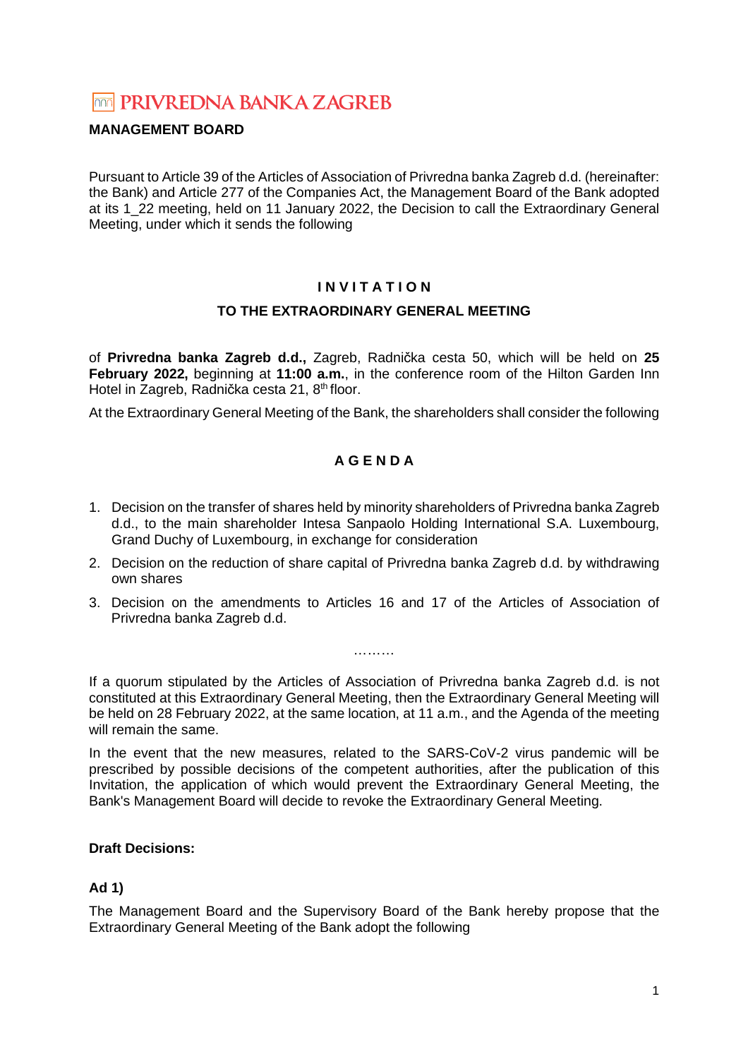# PRIVREDNA BANKA ZAGREB

**MANAGEMENT BOARD**

Pursuant to Article 39 of the Articles of Association of Privredna banka Zagreb d.d. (hereinafter: the Bank) and Article 277 of the Companies Act, the Management Board of the Bank adopted at its 1_22 meeting, held on 11 January 2022, the Decision to call the Extraordinary General Meeting, under which it sends the following

## I N V I T A T I O N

## TO THE EXTRAORDINARY GENERAL MEETING

of **Privredna banka Zagreb d.d.,** Zagreb, Radnička cesta 50, which will be held on **25 February 2022,** beginning at **11:00 a.m.**, in the conference room of the Hilton Garden Inn Hotel in Zagreb, Radnička cesta 21, 8th floor.

At the Extraordinary General Meeting of the Bank, the shareholders shall consider the following

## A G E N D A

1. Decision on the transfer of shares held by minority shareholders of Privredna banka Zagreb d.d., to the main shareholder Intesa Sanpaolo Holding International S.A. Luxembourg, Grand Duchy of Luxembourg, in exchange for consideration
2. Decision on the reduction of share capital of Privredna banka Zagreb d.d. by withdrawing own shares
3. Decision on the amendments to Articles 16 and 17 of the Articles of Association of Privredna banka Zagreb d.d.

………

If a quorum stipulated by the Articles of Association of Privredna banka Zagreb d.d. is not constituted at this Extraordinary General Meeting, then the Extraordinary General Meeting will be held on 28 February 2022, at the same location, at 11 a.m., and the Agenda of the meeting will remain the same.

In the event that the new measures, related to the SARS-CoV-2 virus pandemic will be prescribed by possible decisions of the competent authorities, after the publication of this Invitation, the application of which would prevent the Extraordinary General Meeting, the Bank's Management Board will decide to revoke the Extraordinary General Meeting.

**Draft Decisions:**

**Ad 1)**

The Management Board and the Supervisory Board of the Bank hereby propose that the Extraordinary General Meeting of the Bank adopt the following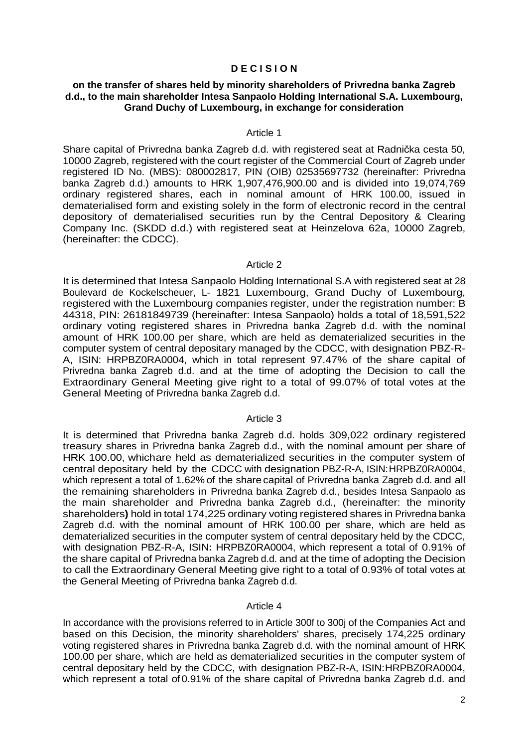# D E C I S I O N

**on the transfer of shares held by minority shareholders of Privredna banka Zagreb d.d., to the main shareholder Intesa Sanpaolo Holding International S.A. Luxembourg, Grand Duchy of Luxembourg, in exchange for consideration**

Article 1

Share capital of Privredna banka Zagreb d.d. with registered seat at Radnička cesta 50, 10000 Zagreb, registered with the court register of the Commercial Court of Zagreb under registered ID No. (MBS): 080002817, PIN (OIB) 02535697732 (hereinafter: Privredna banka Zagreb d.d.) amounts to HRK 1,907,476,900.00 and is divided into 19,074,769 ordinary registered shares, each in nominal amount of HRK 100.00, issued in dematerialised form and existing solely in the form of electronic record in the central depository of dematerialised securities run by the Central Depository & Clearing Company Inc. (SKDD d.d.) with registered seat at Heinzelova 62a, 10000 Zagreb, (hereinafter: the CDCC).

Article 2

It is determined that Intesa Sanpaolo Holding International S.A with registered seat at 28 Boulevard de Kockelscheuer, L- 1821 Luxembourg, Grand Duchy of Luxembourg, registered with the Luxembourg companies register, under the registration number: B 44318, PIN: 26181849739 (hereinafter: Intesa Sanpaolo) holds a total of 18,591,522 ordinary voting registered shares in Privredna banka Zagreb d.d. with the nominal amount of HRK 100.00 per share, which are held as dematerialized securities in the computer system of central depositary managed by the CDCC, with designation PBZ-R-A, ISIN: HRPBZ0RA0004, which in total represent 97.47% of the share capital of Privredna banka Zagreb d.d. and at the time of adopting the Decision to call the Extraordinary General Meeting give right to a total of 99.07% of total votes at the General Meeting of Privredna banka Zagreb d.d.

Article 3

It is determined that Privredna banka Zagreb d.d. holds 309,022 ordinary registered treasury shares in Privredna banka Zagreb d.d., with the nominal amount per share of HRK 100.00, whichare held as dematerialized securities in the computer system of central depositary held by the CDCC with designation PBZ-R-A, ISIN:HRPBZ0RA0004, which represent a total of 1.62% of the share capital of Privredna banka Zagreb d.d. and all the remaining shareholders in Privredna banka Zagreb d.d., besides Intesa Sanpaolo as the main shareholder and Privredna banka Zagreb d.d., (hereinafter: the minority shareholders**)** hold in total 174,225 ordinary voting registered shares in Privredna banka Zagreb d.d. with the nominal amount of HRK 100.00 per share, which are held as dematerialized securities in the computer system of central depositary held by the CDCC, with designation PBZ-R-A, ISIN**:** HRPBZ0RA0004, which represent a total of 0.91% of the share capital of Privredna banka Zagreb d.d. and at the time of adopting the Decision to call the Extraordinary General Meeting give right to a total of 0.93% of total votes at the General Meeting of Privredna banka Zagreb d.d.

Article 4

In accordance with the provisions referred to in Article 300f to 300j of the Companies Act and based on this Decision, the minority shareholders' shares, precisely 174,225 ordinary voting registered shares in Privredna banka Zagreb d.d. with the nominal amount of HRK 100.00 per share, which are held as dematerialized securities in the computer system of central depositary held by the CDCC, with designation PBZ-R-A, ISIN:HRPBZ0RA0004, which represent a total of 0.91% of the share capital of Privredna banka Zagreb d.d. and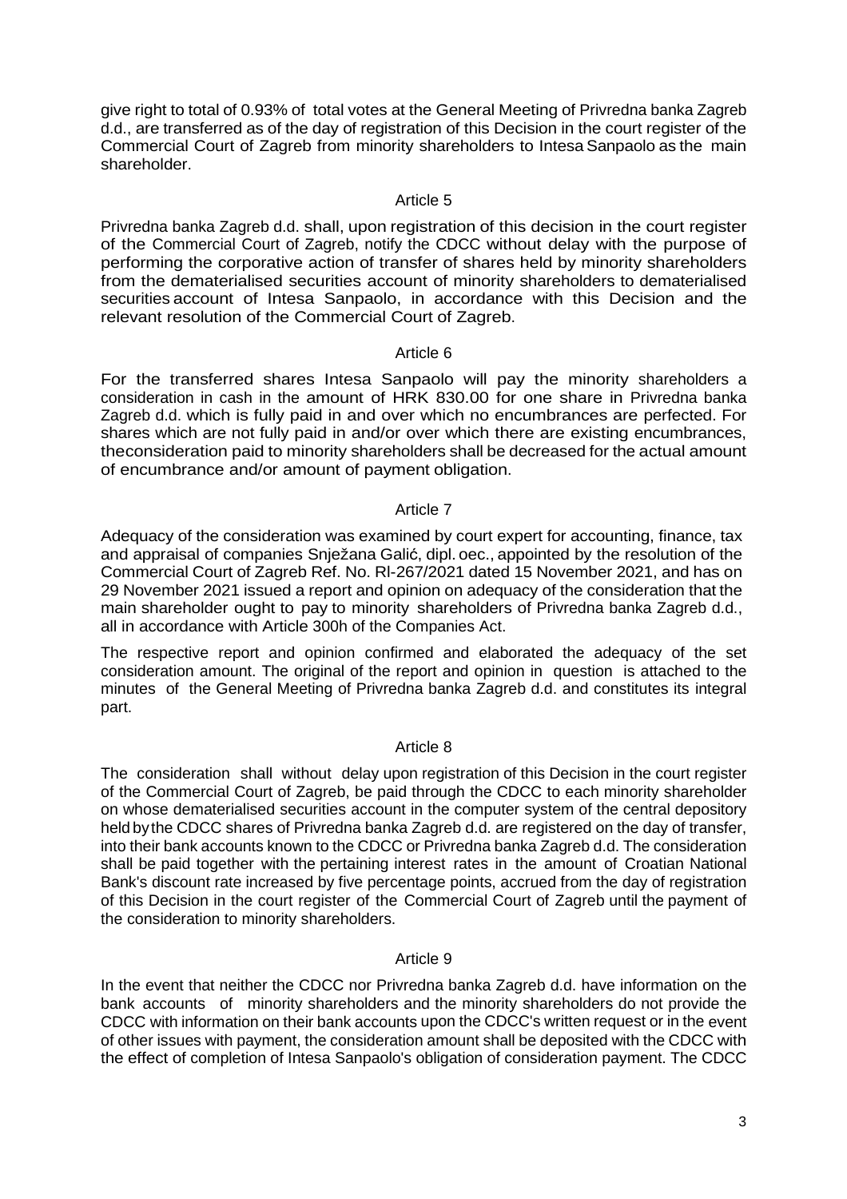give right to total of 0.93% of total votes at the General Meeting of Privredna banka Zagreb d.d., are transferred as of the day of registration of this Decision in the court register of the Commercial Court of Zagreb from minority shareholders to Intesa Sanpaolo as the main shareholder.

Article 5

Privredna banka Zagreb d.d. shall, upon registration of this decision in the court register of the Commercial Court of Zagreb, notify the CDCC without delay with the purpose of performing the corporative action of transfer of shares held by minority shareholders from the dematerialised securities account of minority shareholders to dematerialised securities account of Intesa Sanpaolo, in accordance with this Decision and the relevant resolution of the Commercial Court of Zagreb.

Article 6

For the transferred shares Intesa Sanpaolo will pay the minority shareholders a consideration in cash in the amount of HRK 830.00 for one share in Privredna banka Zagreb d.d. which is fully paid in and over which no encumbrances are perfected. For shares which are not fully paid in and/or over which there are existing encumbrances, theconsideration paid to minority shareholders shall be decreased for the actual amount of encumbrance and/or amount of payment obligation.

Article 7

Adequacy of the consideration was examined by court expert for accounting, finance, tax and appraisal of companies Snježana Galić, dipl. oec., appointed by the resolution of the Commercial Court of Zagreb Ref. No. Rl-267/2021 dated 15 November 2021, and has on 29 November 2021 issued a report and opinion on adequacy of the consideration that the main shareholder ought to pay to minority shareholders of Privredna banka Zagreb d.d., all in accordance with Article 300h of the Companies Act.

The respective report and opinion confirmed and elaborated the adequacy of the set consideration amount. The original of the report and opinion in question is attached to the minutes of the General Meeting of Privredna banka Zagreb d.d. and constitutes its integral part.

Article 8

The consideration shall without delay upon registration of this Decision in the court register of the Commercial Court of Zagreb, be paid through the CDCC to each minority shareholder on whose dematerialised securities account in the computer system of the central depository held by the CDCC shares of Privredna banka Zagreb d.d. are registered on the day of transfer, into their bank accounts known to the CDCC or Privredna banka Zagreb d.d. The consideration shall be paid together with the pertaining interest rates in the amount of Croatian National Bank's discount rate increased by five percentage points, accrued from the day of registration of this Decision in the court register of the Commercial Court of Zagreb until the payment of the consideration to minority shareholders.

Article 9

In the event that neither the CDCC nor Privredna banka Zagreb d.d. have information on the bank accounts of minority shareholders and the minority shareholders do not provide the CDCC with information on their bank accounts upon the CDCC's written request or in the event of other issues with payment, the consideration amount shall be deposited with the CDCC with the effect of completion of Intesa Sanpaolo's obligation of consideration payment. The CDCC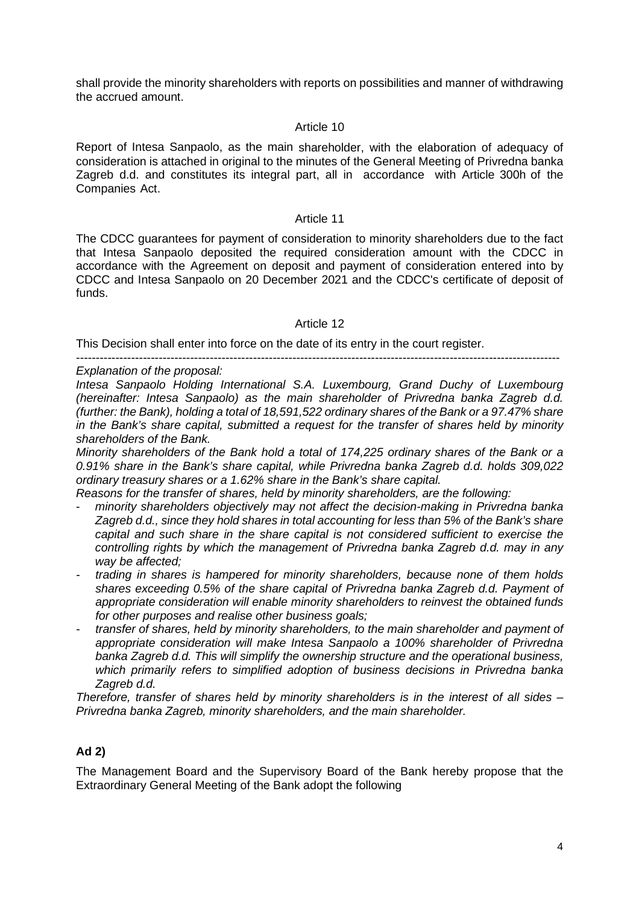shall provide the minority shareholders with reports on possibilities and manner of withdrawing the accrued amount.

Article 10

Report of Intesa Sanpaolo, as the main shareholder, with the elaboration of adequacy of consideration is attached in original to the minutes of the General Meeting of Privredna banka Zagreb d.d. and constitutes its integral part, all in accordance with Article 300h of the Companies Act.

Article 11

The CDCC guarantees for payment of consideration to minority shareholders due to the fact that Intesa Sanpaolo deposited the required consideration amount with the CDCC in accordance with the Agreement on deposit and payment of consideration entered into by CDCC and Intesa Sanpaolo on 20 December 2021 and the CDCC's certificate of deposit of funds.

Article 12

This Decision shall enter into force on the date of its entry in the court register.

---

*Explanation of the proposal:*

*Intesa Sanpaolo Holding International S.A. Luxembourg, Grand Duchy of Luxembourg (hereinafter: Intesa Sanpaolo) as the main shareholder of Privredna banka Zagreb d.d. (further: the Bank), holding a total of 18,591,522 ordinary shares of the Bank or a 97.47% share in the Bank's share capital, submitted a request for the transfer of shares held by minority shareholders of the Bank.*

*Minority shareholders of the Bank hold a total of 174,225 ordinary shares of the Bank or a 0.91% share in the Bank's share capital, while Privredna banka Zagreb d.d. holds 309,022 ordinary treasury shares or a 1.62% share in the Bank's share capital.*

*Reasons for the transfer of shares, held by minority shareholders, are the following:*

- *minority shareholders objectively may not affect the decision-making in Privredna banka Zagreb d.d., since they hold shares in total accounting for less than 5% of the Bank's share capital and such share in the share capital is not considered sufficient to exercise the controlling rights by which the management of Privredna banka Zagreb d.d. may in any way be affected;*
- *trading in shares is hampered for minority shareholders, because none of them holds shares exceeding 0.5% of the share capital of Privredna banka Zagreb d.d. Payment of appropriate consideration will enable minority shareholders to reinvest the obtained funds for other purposes and realise other business goals;*
- *transfer of shares, held by minority shareholders, to the main shareholder and payment of appropriate consideration will make Intesa Sanpaolo a 100% shareholder of Privredna banka Zagreb d.d. This will simplify the ownership structure and the operational business, which primarily refers to simplified adoption of business decisions in Privredna banka Zagreb d.d.*

*Therefore, transfer of shares held by minority shareholders is in the interest of all sides – Privredna banka Zagreb, minority shareholders, and the main shareholder.*

**Ad 2)**

The Management Board and the Supervisory Board of the Bank hereby propose that the Extraordinary General Meeting of the Bank adopt the following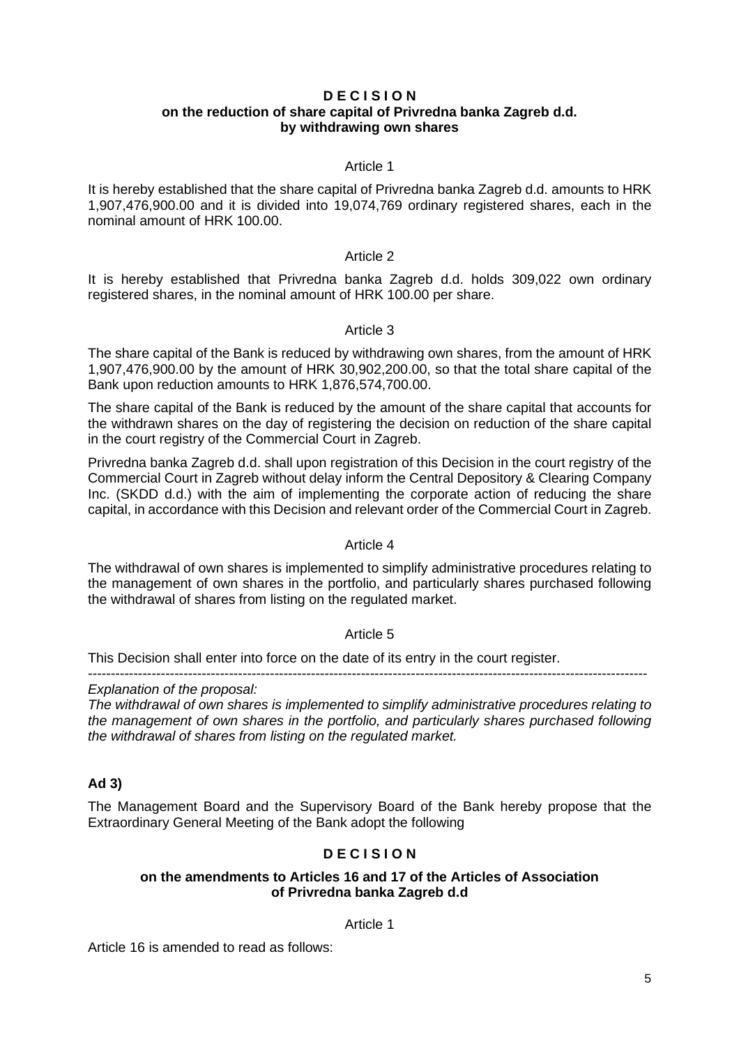**D E C I S I O N**
**on the reduction of share capital of Privredna banka Zagreb d.d.**
**by withdrawing own shares**

Article 1

It is hereby established that the share capital of Privredna banka Zagreb d.d. amounts to HRK 1,907,476,900.00 and it is divided into 19,074,769 ordinary registered shares, each in the nominal amount of HRK 100.00.

Article 2

It is hereby established that Privredna banka Zagreb d.d. holds 309,022 own ordinary registered shares, in the nominal amount of HRK 100.00 per share.

Article 3

The share capital of the Bank is reduced by withdrawing own shares, from the amount of HRK 1,907,476,900.00 by the amount of HRK 30,902,200.00, so that the total share capital of the Bank upon reduction amounts to HRK 1,876,574,700.00.

The share capital of the Bank is reduced by the amount of the share capital that accounts for the withdrawn shares on the day of registering the decision on reduction of the share capital in the court registry of the Commercial Court in Zagreb.

Privredna banka Zagreb d.d. shall upon registration of this Decision in the court registry of the Commercial Court in Zagreb without delay inform the Central Depository & Clearing Company Inc. (SKDD d.d.) with the aim of implementing the corporate action of reducing the share capital, in accordance with this Decision and relevant order of the Commercial Court in Zagreb.

Article 4

The withdrawal of own shares is implemented to simplify administrative procedures relating to the management of own shares in the portfolio, and particularly shares purchased following the withdrawal of shares from listing on the regulated market.

Article 5

This Decision shall enter into force on the date of its entry in the court register.

---

*Explanation of the proposal:*
*The withdrawal of own shares is implemented to simplify administrative procedures relating to the management of own shares in the portfolio, and particularly shares purchased following the withdrawal of shares from listing on the regulated market.*

**Ad 3)**

The Management Board and the Supervisory Board of the Bank hereby propose that the Extraordinary General Meeting of the Bank adopt the following

**D E C I S I O N**

**on the amendments to Articles 16 and 17 of the Articles of Association of Privredna banka Zagreb d.d**

Article 1

Article 16 is amended to read as follows: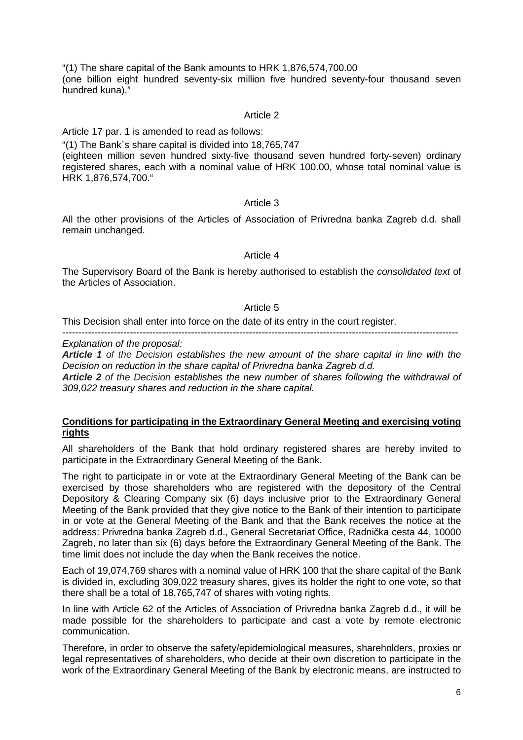"(1) The share capital of the Bank amounts to HRK 1,876,574,700.00
(one billion eight hundred seventy-six million five hundred seventy-four thousand seven hundred kuna)."

Article 2

Article 17 par. 1 is amended to read as follows:

"(1) The Bank`s share capital is divided into 18,765,747
(eighteen million seven hundred sixty-five thousand seven hundred forty-seven) ordinary registered shares, each with a nominal value of HRK 100.00, whose total nominal value is HRK 1,876,574,700."

Article 3

All the other provisions of the Articles of Association of Privredna banka Zagreb d.d. shall remain unchanged.

Article 4

The Supervisory Board of the Bank is hereby authorised to establish the *consolidated text* of the Articles of Association.

Article 5

This Decision shall enter into force on the date of its entry in the court register.

---

*Explanation of the proposal:*

***Article 1** of the Decision **establishes the new amount of the share capital in line with the Decision on reduction in the share capital of Privredna banka Zagreb d.d.***

***Article 2** of the Decision **establishes the new number of shares following the withdrawal of 309,022 treasury shares and reduction in the share capital.***

**Conditions for participating in the Extraordinary General Meeting and exercising voting rights**

All shareholders of the Bank that hold ordinary registered shares are hereby invited to participate in the Extraordinary General Meeting of the Bank.

The right to participate in or vote at the Extraordinary General Meeting of the Bank can be exercised by those shareholders who are registered with the depository of the Central Depository & Clearing Company six (6) days inclusive prior to the Extraordinary General Meeting of the Bank provided that they give notice to the Bank of their intention to participate in or vote at the General Meeting of the Bank and that the Bank receives the notice at the address: Privredna banka Zagreb d.d., General Secretariat Office, Radnička cesta 44, 10000 Zagreb, no later than six (6) days before the Extraordinary General Meeting of the Bank. The time limit does not include the day when the Bank receives the notice.

Each of 19,074,769 shares with a nominal value of HRK 100 that the share capital of the Bank is divided in, excluding 309,022 treasury shares, gives its holder the right to one vote, so that there shall be a total of 18,765,747 of shares with voting rights.

In line with Article 62 of the Articles of Association of Privredna banka Zagreb d.d., it will be made possible for the shareholders to participate and cast a vote by remote electronic communication.

Therefore, in order to observe the safety/epidemiological measures, shareholders, proxies or legal representatives of shareholders, who decide at their own discretion to participate in the work of the Extraordinary General Meeting of the Bank by electronic means, are instructed to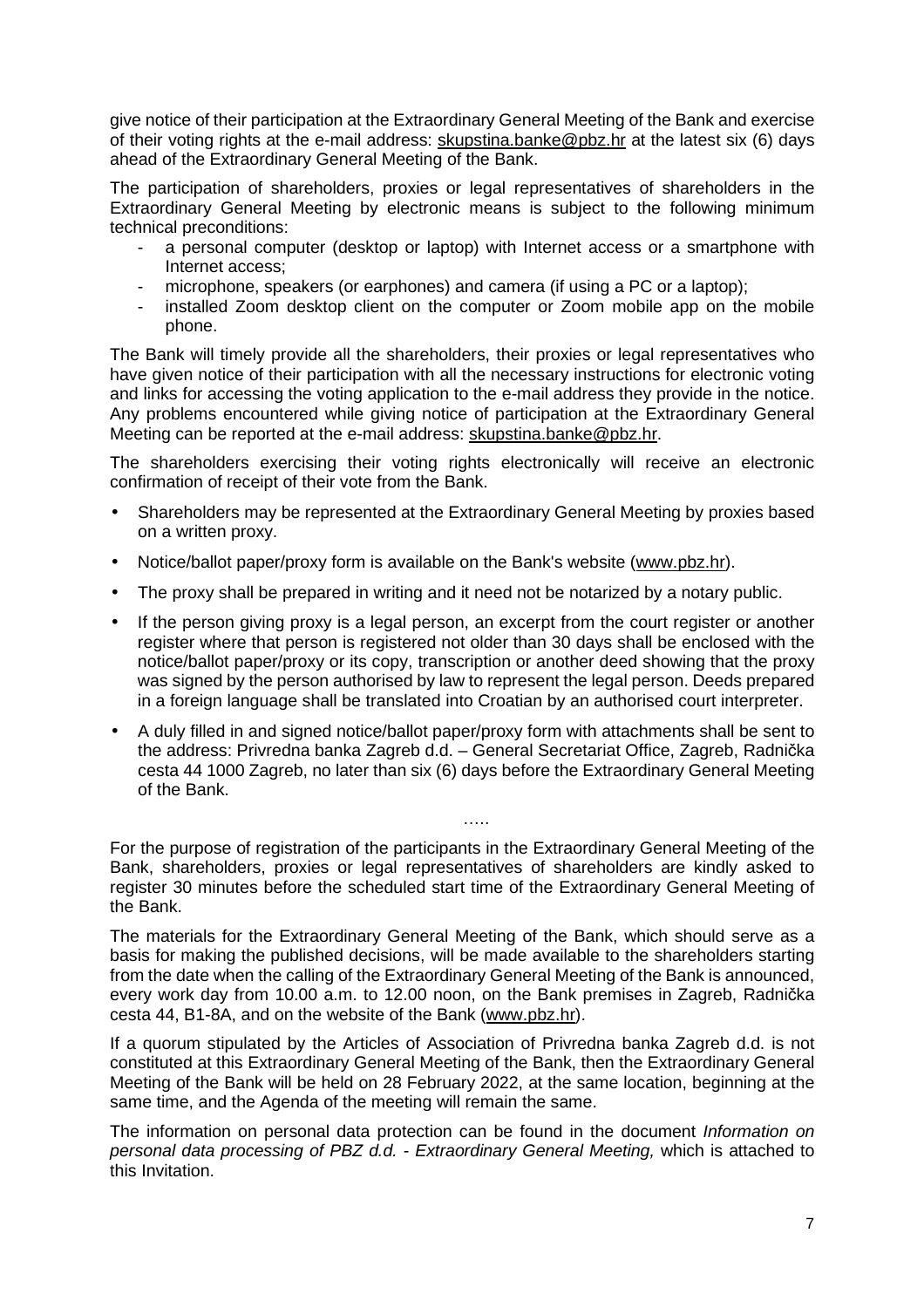give notice of their participation at the Extraordinary General Meeting of the Bank and exercise of their voting rights at the e-mail address: skupstina.banke@pbz.hr at the latest six (6) days ahead of the Extraordinary General Meeting of the Bank.

The participation of shareholders, proxies or legal representatives of shareholders in the Extraordinary General Meeting by electronic means is subject to the following minimum technical preconditions:

- a personal computer (desktop or laptop) with Internet access or a smartphone with Internet access;
- microphone, speakers (or earphones) and camera (if using a PC or a laptop);
- installed Zoom desktop client on the computer or Zoom mobile app on the mobile phone.

The Bank will timely provide all the shareholders, their proxies or legal representatives who have given notice of their participation with all the necessary instructions for electronic voting and links for accessing the voting application to the e-mail address they provide in the notice. Any problems encountered while giving notice of participation at the Extraordinary General Meeting can be reported at the e-mail address: skupstina.banke@pbz.hr.

The shareholders exercising their voting rights electronically will receive an electronic confirmation of receipt of their vote from the Bank.

- Shareholders may be represented at the Extraordinary General Meeting by proxies based on a written proxy.
- Notice/ballot paper/proxy form is available on the Bank's website (www.pbz.hr).
- The proxy shall be prepared in writing and it need not be notarized by a notary public.
- If the person giving proxy is a legal person, an excerpt from the court register or another register where that person is registered not older than 30 days shall be enclosed with the notice/ballot paper/proxy or its copy, transcription or another deed showing that the proxy was signed by the person authorised by law to represent the legal person. Deeds prepared in a foreign language shall be translated into Croatian by an authorised court interpreter.
- A duly filled in and signed notice/ballot paper/proxy form with attachments shall be sent to the address: Privredna banka Zagreb d.d. – General Secretariat Office, Zagreb, Radnička cesta 44 1000 Zagreb, no later than six (6) days before the Extraordinary General Meeting of the Bank.

…..

For the purpose of registration of the participants in the Extraordinary General Meeting of the Bank, shareholders, proxies or legal representatives of shareholders are kindly asked to register 30 minutes before the scheduled start time of the Extraordinary General Meeting of the Bank.

The materials for the Extraordinary General Meeting of the Bank, which should serve as a basis for making the published decisions, will be made available to the shareholders starting from the date when the calling of the Extraordinary General Meeting of the Bank is announced, every work day from 10.00 a.m. to 12.00 noon, on the Bank premises in Zagreb, Radnička cesta 44, B1-8A, and on the website of the Bank (www.pbz.hr).

If a quorum stipulated by the Articles of Association of Privredna banka Zagreb d.d. is not constituted at this Extraordinary General Meeting of the Bank, then the Extraordinary General Meeting of the Bank will be held on 28 February 2022, at the same location, beginning at the same time, and the Agenda of the meeting will remain the same.

The information on personal data protection can be found in the document *Information on personal data processing of PBZ d.d. - Extraordinary General Meeting,* which is attached to this Invitation.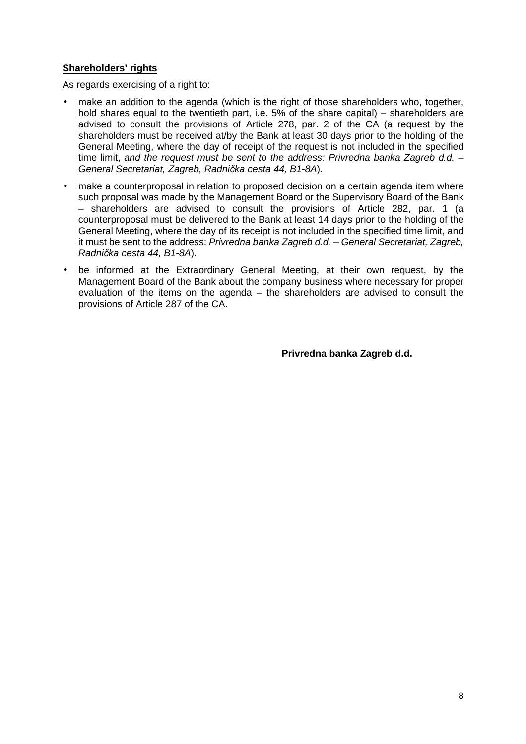**<u>Shareholders' rights</u>**

As regards exercising of a right to:

- make an addition to the agenda (which is the right of those shareholders who, together, hold shares equal to the twentieth part, i.e. 5% of the share capital) – shareholders are advised to consult the provisions of Article 278, par. 2 of the CA (a request by the shareholders must be received at/by the Bank at least 30 days prior to the holding of the General Meeting, where the day of receipt of the request is not included in the specified time limit, *and the request must be sent to the address: Privredna banka Zagreb d.d. – General Secretariat, Zagreb, Radnička cesta 44, B1-8A*).
- make a counterproposal in relation to proposed decision on a certain agenda item where such proposal was made by the Management Board or the Supervisory Board of the Bank – shareholders are advised to consult the provisions of Article 282, par. 1 (a counterproposal must be delivered to the Bank at least 14 days prior to the holding of the General Meeting, where the day of its receipt is not included in the specified time limit, and it must be sent to the address: *Privredna banka Zagreb d.d. – General Secretariat, Zagreb, Radnička cesta 44, B1-8A*).
- be informed at the Extraordinary General Meeting, at their own request, by the Management Board of the Bank about the company business where necessary for proper evaluation of the items on the agenda – the shareholders are advised to consult the provisions of Article 287 of the CA.

**Privredna banka Zagreb d.d.**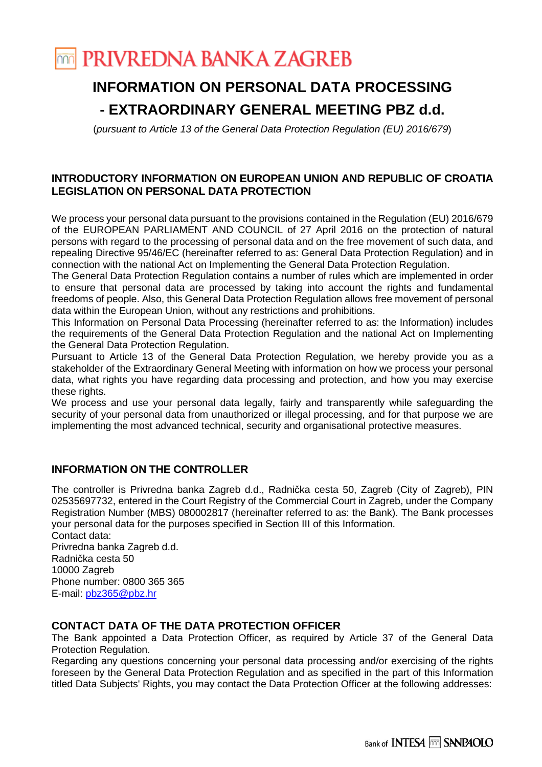# PRIVREDNA BANKA ZAGREB

## INFORMATION ON PERSONAL DATA PROCESSING
## - EXTRAORDINARY GENERAL MEETING PBZ d.d.

(*pursuant to Article 13 of the General Data Protection Regulation (EU) 2016/679*)

### INTRODUCTORY INFORMATION ON EUROPEAN UNION AND REPUBLIC OF CROATIA LEGISLATION ON PERSONAL DATA PROTECTION

We process your personal data pursuant to the provisions contained in the Regulation (EU) 2016/679 of the EUROPEAN PARLIAMENT AND COUNCIL of 27 April 2016 on the protection of natural persons with regard to the processing of personal data and on the free movement of such data, and repealing Directive 95/46/EC (hereinafter referred to as: General Data Protection Regulation) and in connection with the national Act on Implementing the General Data Protection Regulation.
The General Data Protection Regulation contains a number of rules which are implemented in order to ensure that personal data are processed by taking into account the rights and fundamental freedoms of people. Also, this General Data Protection Regulation allows free movement of personal data within the European Union, without any restrictions and prohibitions.
This Information on Personal Data Processing (hereinafter referred to as: the Information) includes the requirements of the General Data Protection Regulation and the national Act on Implementing the General Data Protection Regulation.
Pursuant to Article 13 of the General Data Protection Regulation, we hereby provide you as a stakeholder of the Extraordinary General Meeting with information on how we process your personal data, what rights you have regarding data processing and protection, and how you may exercise these rights.
We process and use your personal data legally, fairly and transparently while safeguarding the security of your personal data from unauthorized or illegal processing, and for that purpose we are implementing the most advanced technical, security and organisational protective measures.

### INFORMATION ON THE CONTROLLER

The controller is Privredna banka Zagreb d.d., Radnička cesta 50, Zagreb (City of Zagreb), PIN 02535697732, entered in the Court Registry of the Commercial Court in Zagreb, under the Company Registration Number (MBS) 080002817 (hereinafter referred to as: the Bank). The Bank processes your personal data for the purposes specified in Section III of this Information.
Contact data:
Privredna banka Zagreb d.d.
Radnička cesta 50
10000 Zagreb
Phone number: 0800 365 365
E-mail: pbz365@pbz.hr

### CONTACT DATA OF THE DATA PROTECTION OFFICER

The Bank appointed a Data Protection Officer, as required by Article 37 of the General Data Protection Regulation.
Regarding any questions concerning your personal data processing and/or exercising of the rights foreseen by the General Data Protection Regulation and as specified in the part of this Information titled Data Subjects' Rights, you may contact the Data Protection Officer at the following addresses: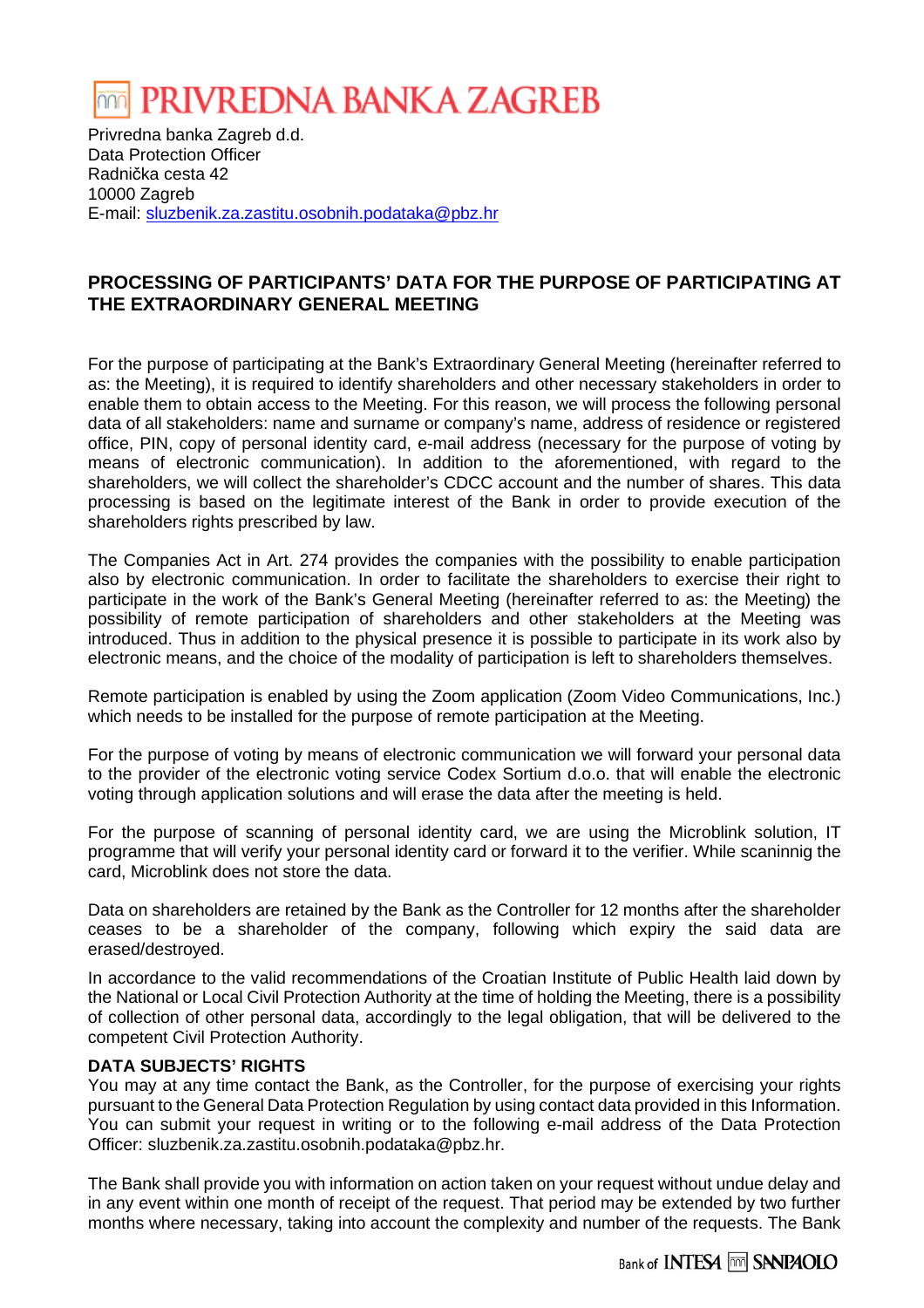PRIVREDNA BANKA ZAGREB

Privredna banka Zagreb d.d.
Data Protection Officer
Radnička cesta 42
10000 Zagreb
E-mail: sluzbenik.za.zastitu.osobnih.podataka@pbz.hr

## PROCESSING OF PARTICIPANTS' DATA FOR THE PURPOSE OF PARTICIPATING AT THE EXTRAORDINARY GENERAL MEETING

For the purpose of participating at the Bank's Extraordinary General Meeting (hereinafter referred to as: the Meeting), it is required to identify shareholders and other necessary stakeholders in order to enable them to obtain access to the Meeting. For this reason, we will process the following personal data of all stakeholders: name and surname or company's name, address of residence or registered office, PIN, copy of personal identity card, e-mail address (necessary for the purpose of voting by means of electronic communication). In addition to the aforementioned, with regard to the shareholders, we will collect the shareholder's CDCC account and the number of shares. This data processing is based on the legitimate interest of the Bank in order to provide execution of the shareholders rights prescribed by law.

The Companies Act in Art. 274 provides the companies with the possibility to enable participation also by electronic communication. In order to facilitate the shareholders to exercise their right to participate in the work of the Bank's General Meeting (hereinafter referred to as: the Meeting) the possibility of remote participation of shareholders and other stakeholders at the Meeting was introduced. Thus in addition to the physical presence it is possible to participate in its work also by electronic means, and the choice of the modality of participation is left to shareholders themselves.

Remote participation is enabled by using the Zoom application (Zoom Video Communications, Inc.) which needs to be installed for the purpose of remote participation at the Meeting.

For the purpose of voting by means of electronic communication we will forward your personal data to the provider of the electronic voting service Codex Sortium d.o.o. that will enable the electronic voting through application solutions and will erase the data after the meeting is held.

For the purpose of scanning of personal identity card, we are using the Microblink solution, IT programme that will verify your personal identity card or forward it to the verifier. While scaninnig the card, Microblink does not store the data.

Data on shareholders are retained by the Bank as the Controller for 12 months after the shareholder ceases to be a shareholder of the company, following which expiry the said data are erased/destroyed.

In accordance to the valid recommendations of the Croatian Institute of Public Health laid down by the National or Local Civil Protection Authority at the time of holding the Meeting, there is a possibility of collection of other personal data, accordingly to the legal obligation, that will be delivered to the competent Civil Protection Authority.

**DATA SUBJECTS' RIGHTS**

You may at any time contact the Bank, as the Controller, for the purpose of exercising your rights pursuant to the General Data Protection Regulation by using contact data provided in this Information. You can submit your request in writing or to the following e-mail address of the Data Protection Officer: sluzbenik.za.zastitu.osobnih.podataka@pbz.hr.

The Bank shall provide you with information on action taken on your request without undue delay and in any event within one month of receipt of the request. That period may be extended by two further months where necessary, taking into account the complexity and number of the requests. The Bank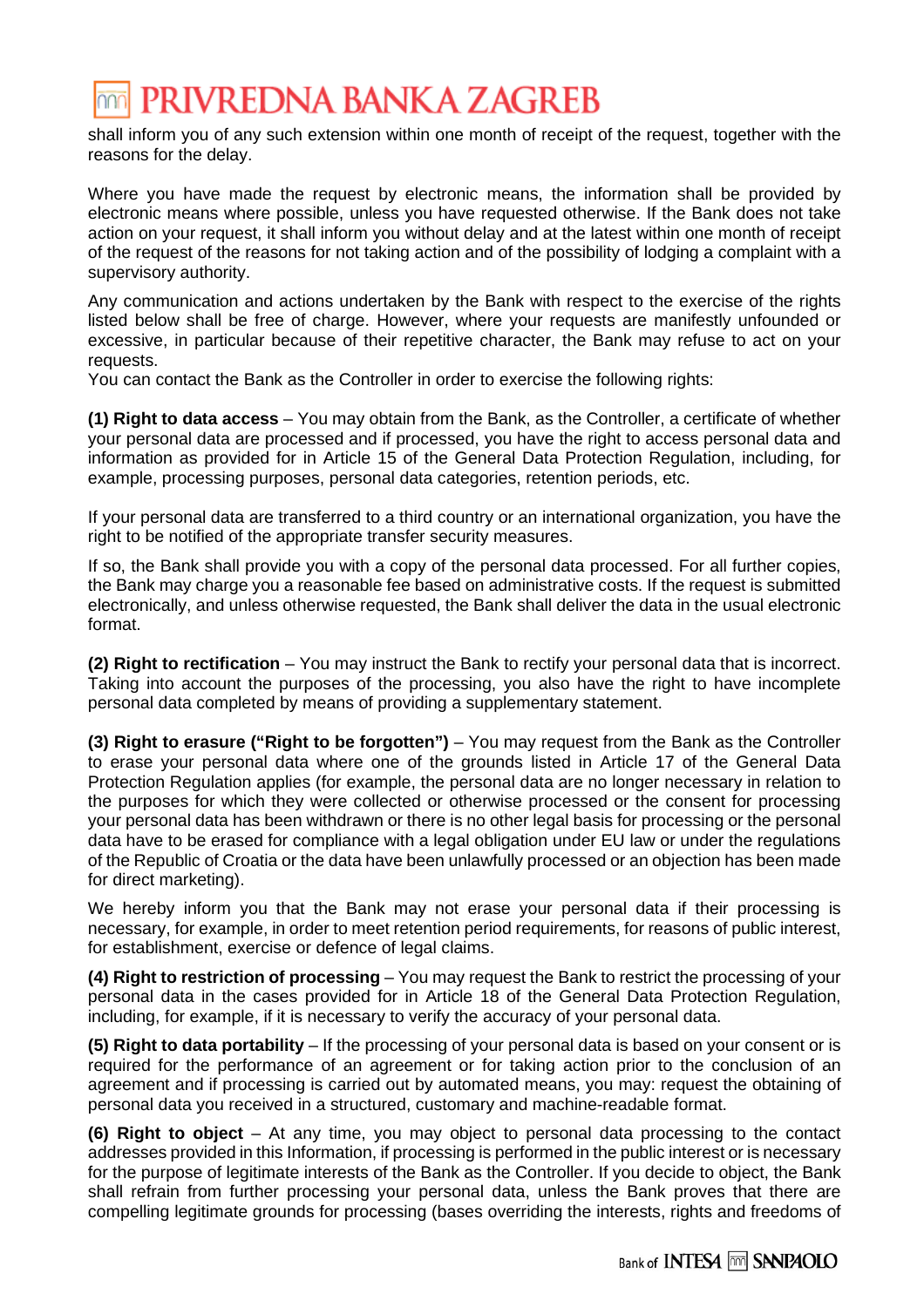shall inform you of any such extension within one month of receipt of the request, together with the reasons for the delay.

Where you have made the request by electronic means, the information shall be provided by electronic means where possible, unless you have requested otherwise. If the Bank does not take action on your request, it shall inform you without delay and at the latest within one month of receipt of the request of the reasons for not taking action and of the possibility of lodging a complaint with a supervisory authority.

Any communication and actions undertaken by the Bank with respect to the exercise of the rights listed below shall be free of charge. However, where your requests are manifestly unfounded or excessive, in particular because of their repetitive character, the Bank may refuse to act on your requests.
You can contact the Bank as the Controller in order to exercise the following rights:

**(1) Right to data access** – You may obtain from the Bank, as the Controller, a certificate of whether your personal data are processed and if processed, you have the right to access personal data and information as provided for in Article 15 of the General Data Protection Regulation, including, for example, processing purposes, personal data categories, retention periods, etc.

If your personal data are transferred to a third country or an international organization, you have the right to be notified of the appropriate transfer security measures.

If so, the Bank shall provide you with a copy of the personal data processed. For all further copies, the Bank may charge you a reasonable fee based on administrative costs. If the request is submitted electronically, and unless otherwise requested, the Bank shall deliver the data in the usual electronic format.

**(2) Right to rectification** – You may instruct the Bank to rectify your personal data that is incorrect. Taking into account the purposes of the processing, you also have the right to have incomplete personal data completed by means of providing a supplementary statement.

**(3) Right to erasure ("Right to be forgotten")** – You may request from the Bank as the Controller to erase your personal data where one of the grounds listed in Article 17 of the General Data Protection Regulation applies (for example, the personal data are no longer necessary in relation to the purposes for which they were collected or otherwise processed or the consent for processing your personal data has been withdrawn or there is no other legal basis for processing or the personal data have to be erased for compliance with a legal obligation under EU law or under the regulations of the Republic of Croatia or the data have been unlawfully processed or an objection has been made for direct marketing).

We hereby inform you that the Bank may not erase your personal data if their processing is necessary, for example, in order to meet retention period requirements, for reasons of public interest, for establishment, exercise or defence of legal claims.

**(4) Right to restriction of processing** – You may request the Bank to restrict the processing of your personal data in the cases provided for in Article 18 of the General Data Protection Regulation, including, for example, if it is necessary to verify the accuracy of your personal data.

**(5) Right to data portability** – If the processing of your personal data is based on your consent or is required for the performance of an agreement or for taking action prior to the conclusion of an agreement and if processing is carried out by automated means, you may: request the obtaining of personal data you received in a structured, customary and machine-readable format.

**(6) Right to object** – At any time, you may object to personal data processing to the contact addresses provided in this Information, if processing is performed in the public interest or is necessary for the purpose of legitimate interests of the Bank as the Controller. If you decide to object, the Bank shall refrain from further processing your personal data, unless the Bank proves that there are compelling legitimate grounds for processing (bases overriding the interests, rights and freedoms of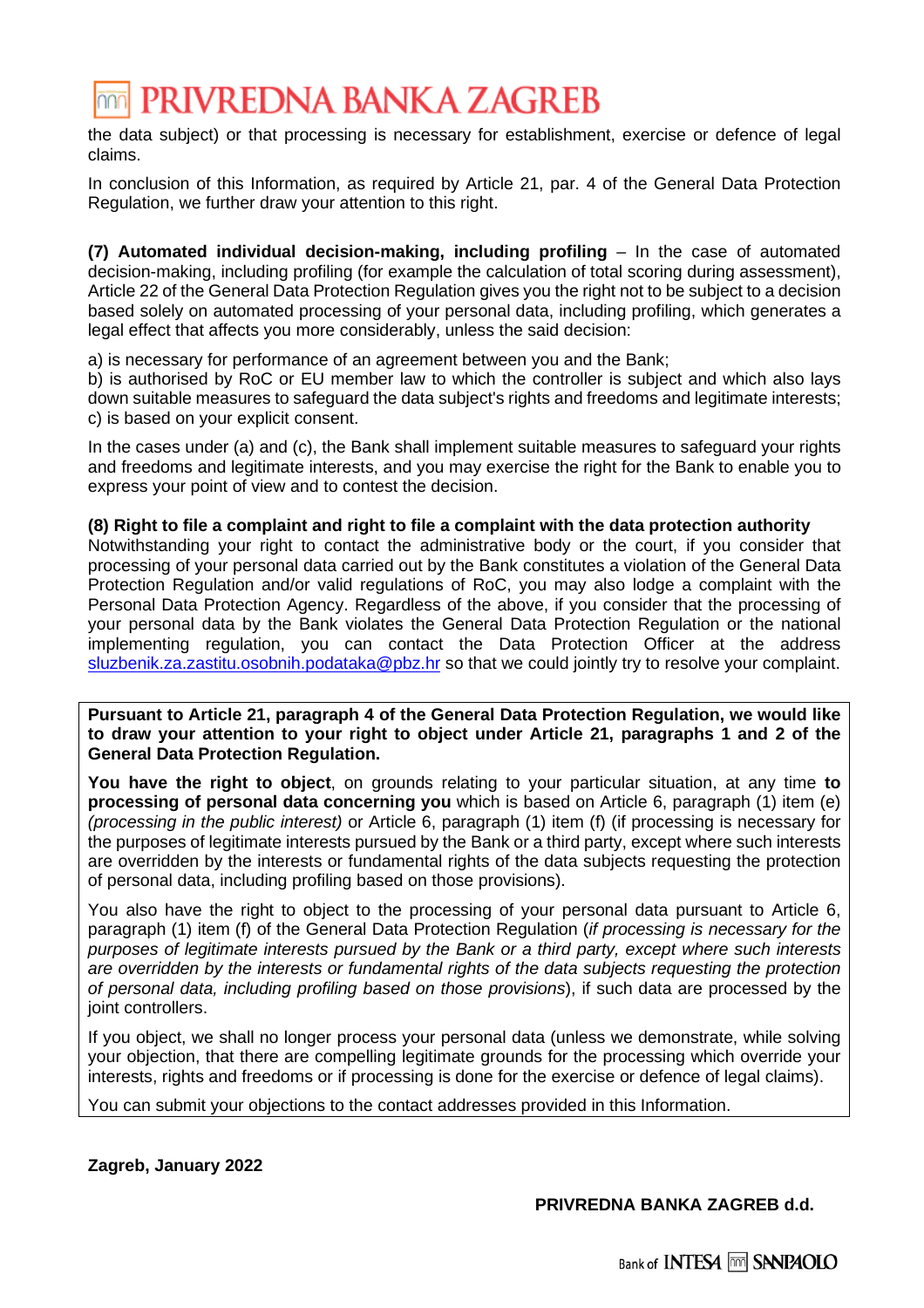the data subject) or that processing is necessary for establishment, exercise or defence of legal claims.

In conclusion of this Information, as required by Article 21, par. 4 of the General Data Protection Regulation, we further draw your attention to this right.

**(7) Automated individual decision-making, including profiling** – In the case of automated decision-making, including profiling (for example the calculation of total scoring during assessment), Article 22 of the General Data Protection Regulation gives you the right not to be subject to a decision based solely on automated processing of your personal data, including profiling, which generates a legal effect that affects you more considerably, unless the said decision:

a) is necessary for performance of an agreement between you and the Bank;
b) is authorised by RoC or EU member law to which the controller is subject and which also lays down suitable measures to safeguard the data subject's rights and freedoms and legitimate interests;
c) is based on your explicit consent.

In the cases under (a) and (c), the Bank shall implement suitable measures to safeguard your rights and freedoms and legitimate interests, and you may exercise the right for the Bank to enable you to express your point of view and to contest the decision.

**(8) Right to file a complaint and right to file a complaint with the data protection authority**
Notwithstanding your right to contact the administrative body or the court, if you consider that processing of your personal data carried out by the Bank constitutes a violation of the General Data Protection Regulation and/or valid regulations of RoC, you may also lodge a complaint with the Personal Data Protection Agency. Regardless of the above, if you consider that the processing of your personal data by the Bank violates the General Data Protection Regulation or the national implementing regulation, you can contact the Data Protection Officer at the address sluzbenik.za.zastitu.osobnih.podataka@pbz.hr so that we could jointly try to resolve your complaint.

**Pursuant to Article 21, paragraph 4 of the General Data Protection Regulation, we would like to draw your attention to your right to object under Article 21, paragraphs 1 and 2 of the General Data Protection Regulation.**

**You have the right to object**, on grounds relating to your particular situation, at any time **to processing of personal data concerning you** which is based on Article 6, paragraph (1) item (e) *(processing in the public interest)* or Article 6, paragraph (1) item (f) (if processing is necessary for the purposes of legitimate interests pursued by the Bank or a third party, except where such interests are overridden by the interests or fundamental rights of the data subjects requesting the protection of personal data, including profiling based on those provisions).

You also have the right to object to the processing of your personal data pursuant to Article 6, paragraph (1) item (f) of the General Data Protection Regulation (*if processing is necessary for the purposes of legitimate interests pursued by the Bank or a third party, except where such interests are overridden by the interests or fundamental rights of the data subjects requesting the protection of personal data, including profiling based on those provisions*), if such data are processed by the joint controllers.

If you object, we shall no longer process your personal data (unless we demonstrate, while solving your objection, that there are compelling legitimate grounds for the processing which override your interests, rights and freedoms or if processing is done for the exercise or defence of legal claims).

You can submit your objections to the contact addresses provided in this Information.

**Zagreb, January 2022**

**PRIVREDNA BANKA ZAGREB d.d.**